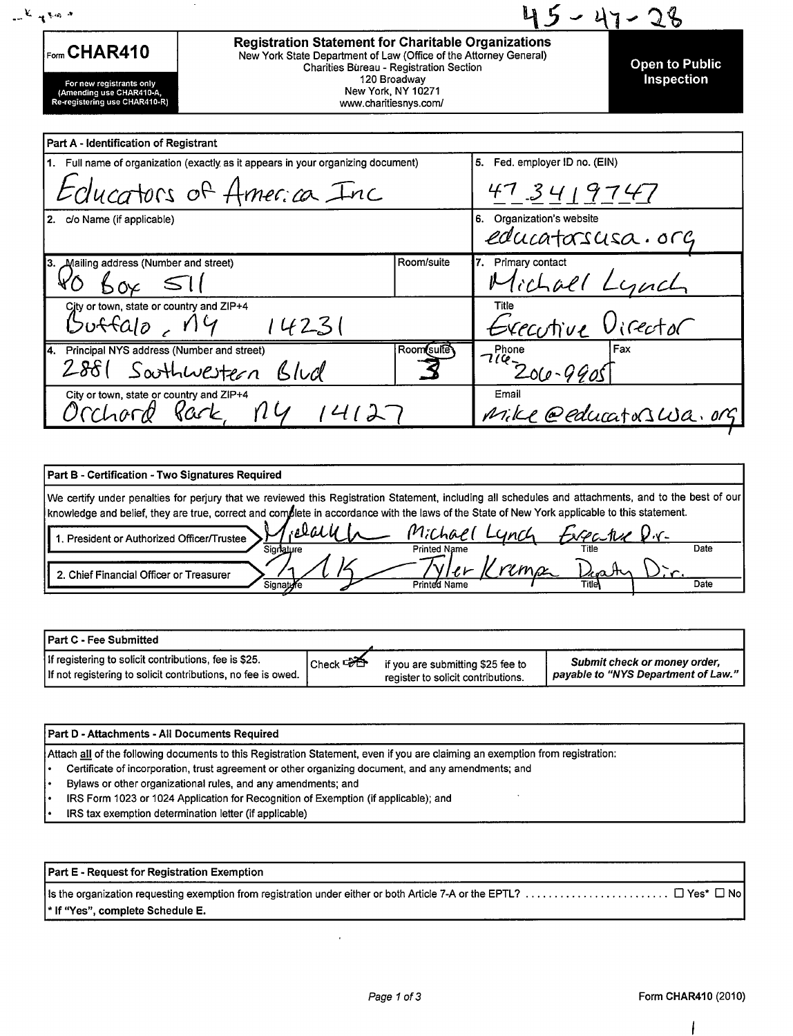45-47-28

Form **CHAR410**

For new registrants only (Amending use CHAR410-A, Re-registering use CHAR410-R)

## Registration Statement for Charitable Organizations

New York State Department of Law (Office of the Attorney General)
Charities Bureau - Registration Section
120 Broadway
New York, NY 10271
www.charitiesnys.com/

**Open to Public Inspection**

### Part A - Identification of Registrant

| | |
|---|---|
| 1. Full name of organization (exactly as it appears in your organizing document): Educators of America Inc | 5. Fed. employer ID no. (EIN): 47 3419747 |
| 2. c/o Name (if applicable) | 6. Organization's website: educatorsusa.org |
| 3. Mailing address (Number and street): PO Box 511 — Room/suite: | 7. Primary contact: Michael Lynch |
| City or town, state or country and ZIP+4: Buffalo, NY 14231 | Title: Executive Director |
| 4. Principal NYS address (Number and street): 2881 Southwestern Blvd — Room/suite: 3 | Phone: 716-206-9905 — Fax: |
| City or town, state or country and ZIP+4: Orchard Park, NY 14127 | Email: mike@educatorsusa.org |

### Part B - Certification - Two Signatures Required

We certify under penalties for perjury that we reviewed this Registration Statement, including all schedules and attachments, and to the best of our knowledge and belief, they are true, correct and complete in accordance with the laws of the State of New York applicable to this statement.

| | Signature | Printed Name | Title | Date |
|---|---|---|---|---|
| 1. President or Authorized Officer/Trustee | [signature] | Michael Lynch | Executive Dir. | |
| 2. Chief Financial Officer or Treasurer | [signature] | Tyler Krempa | Deputy Dir. | |

### Part C - Fee Submitted

| | | |
|---|---|---|
| If registering to solicit contributions, fee is $25. If not registering to solicit contributions, no fee is owed. | Check ☒ if you are submitting $25 fee to register to solicit contributions. | ***Submit check or money order, payable to "NYS Department of Law."*** |

### Part D - Attachments - All Documents Required

Attach **all** of the following documents to this Registration Statement, even if you are claiming an exemption from registration:

- Certificate of incorporation, trust agreement or other organizing document, and any amendments; and
- Bylaws or other organizational rules, and any amendments; and
- IRS Form 1023 or 1024 Application for Recognition of Exemption (if applicable); and
- IRS tax exemption determination letter (if applicable)

### Part E - Request for Registration Exemption

Is the organization requesting exemption from registration under either or both Article 7-A or the EPTL? ☐ Yes* ☐ No

**\* If "Yes", complete Schedule E.**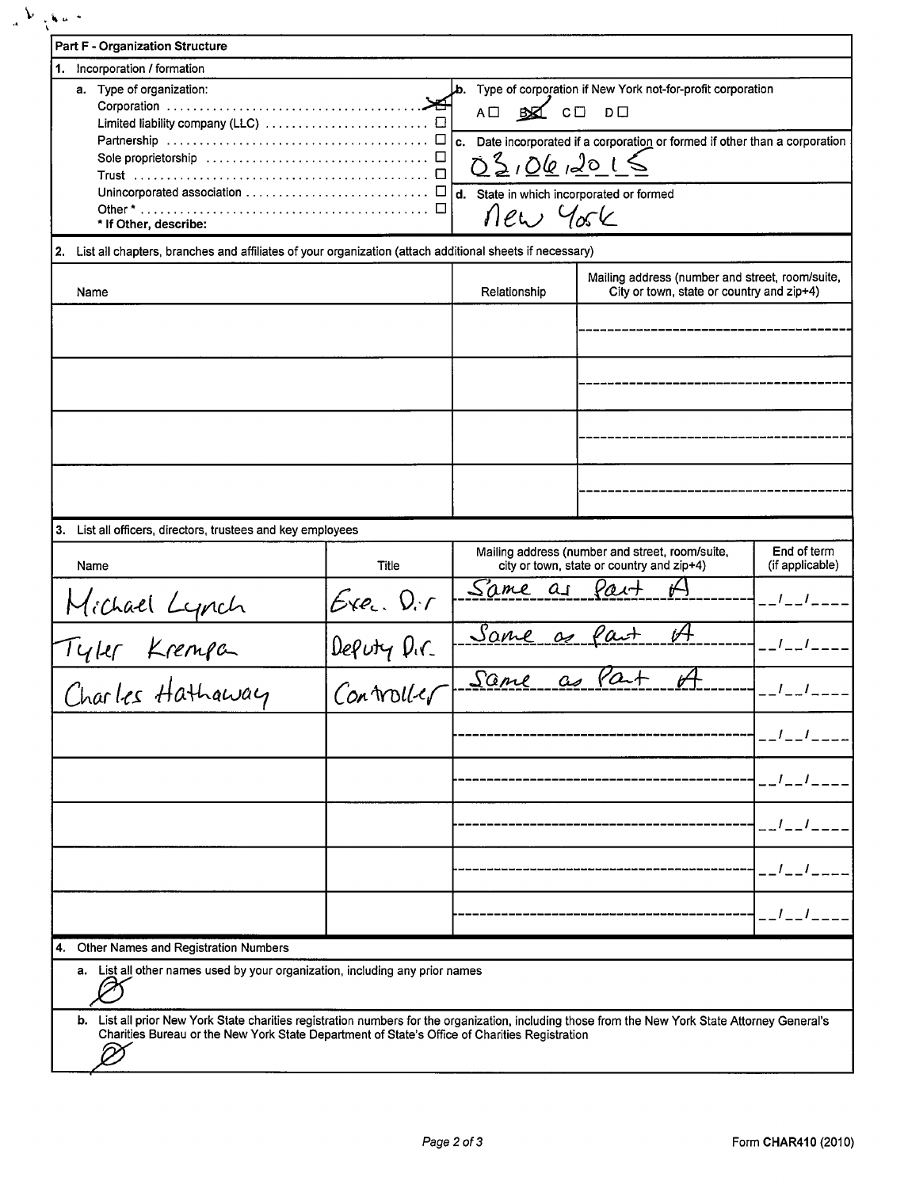## Part F - Organization Structure

### 1. Incorporation / formation

**a.** Type of organization:

- Corporation ☒
- Limited liability company (LLC) ☐
- Partnership ☐
- Sole proprietorship ☐
- Trust ☐
- Unincorporated association ☐
- Other * ☐

**\* If Other, describe:**

**b.** Type of corporation if New York not-for-profit corporation

A ☐ B ☒ C ☐ D ☐

**c.** Date incorporated if a corporation or formed if other than a corporation

03/06/2015

**d.** State in which incorporated or formed

New York

### 2. List all chapters, branches and affiliates of your organization (attach additional sheets if necessary)

| Name | Relationship | Mailing address (number and street, room/suite, City or town, state or country and zip+4) |
|---|---|---|
| | | |
| | | |
| | | |
| | | |

### 3. List all officers, directors, trustees and key employees

| Name | Title | Mailing address (number and street, room/suite, city or town, state or country and zip+4) | End of term (if applicable) |
|---|---|---|---|
| Michael Lynch | Exec. Dir | Same as Part A | __/__/____ |
| Tyler Krempa | Deputy Dir. | Same as Part A | __/__/____ |
| Charles Hathaway | Controller | Same as Part A | __/__/____ |
| | | | __/__/____ |
| | | | __/__/____ |
| | | | __/__/____ |
| | | | __/__/____ |
| | | | __/__/____ |

### 4. Other Names and Registration Numbers

**a.** List all other names used by your organization, including any prior names

Ø

**b.** List all prior New York State charities registration numbers for the organization, including those from the New York State Attorney General's Charities Bureau or the New York State Department of State's Office of Charities Registration

Ø

Form CHAR410 (2010)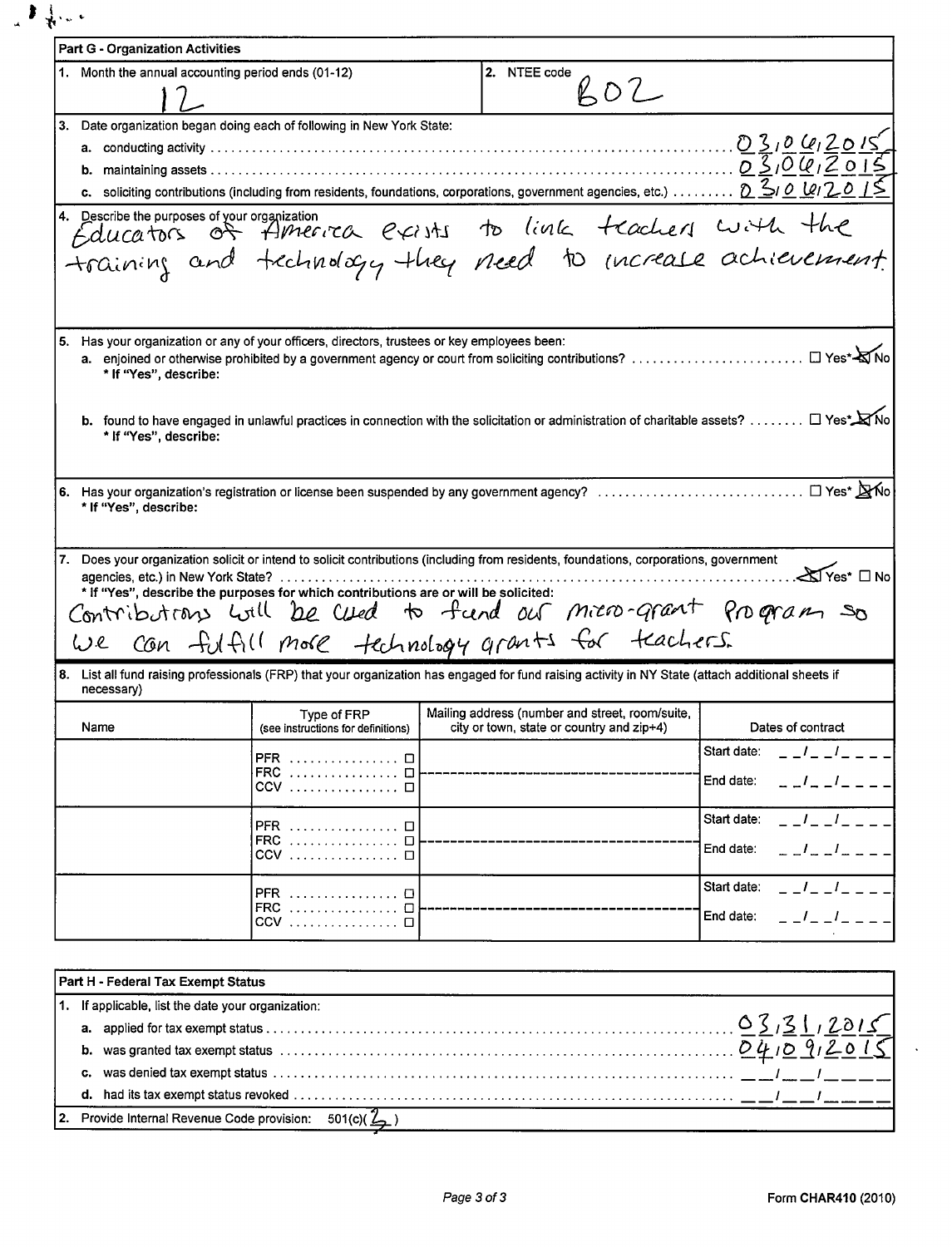## Part G - Organization Activities

| | |
|---|---|
| 1. Month the annual accounting period ends (01-12) 12 | 2. NTEE code B02 |

3. Date organization began doing each of following in New York State:

a. conducting activity ........ 03/06/2015

b. maintaining assets ........ 03/06/2015

c. soliciting contributions (including from residents, foundations, corporations, government agencies, etc.) ........ 03/06/2015

4. Describe the purposes of your organization

Educators of America exists to link teachers with the training and technology they need to increase achievement.

5. Has your organization or any of your officers, directors, trustees or key employees been:

a. enjoined or otherwise prohibited by a government agency or court from soliciting contributions? ........ ☐ Yes* ☒ No

\* If "Yes", describe:

b. found to have engaged in unlawful practices in connection with the solicitation or administration of charitable assets? ........ ☐ Yes* ☒ No

\* If "Yes", describe:

6. Has your organization's registration or license been suspended by any government agency? ........ ☐ Yes* ☒ No

\* If "Yes", describe:

7. Does your organization solicit or intend to solicit contributions (including from residents, foundations, corporations, government agencies, etc.) in New York State? ........ ☒ Yes* ☐ No

\* If "Yes", describe the purposes for which contributions are or will be solicited:

Contributions will be used to fund our micro-grant program so we can fulfill more technology grants for teachers.

8. List all fund raising professionals (FRP) that your organization has engaged for fund raising activity in NY State (attach additional sheets if necessary)

| Name | Type of FRP (see instructions for definitions) | Mailing address (number and street, room/suite, city or town, state or country and zip+4) | Dates of contract |
|---|---|---|---|
| | PFR ☐ FRC ☐ CCV ☐ | | Start date: __/__/____ End date: __/__/____ |
| | PFR ☐ FRC ☐ CCV ☐ | | Start date: __/__/____ End date: __/__/____ |
| | PFR ☐ FRC ☐ CCV ☐ | | Start date: __/__/____ End date: __/__/____ |

## Part H - Federal Tax Exempt Status

1. If applicable, list the date your organization:

a. applied for tax exempt status ........ 03/31/2015

b. was granted tax exempt status ........ 04/09/2015

c. was denied tax exempt status ........ __/__/____

d. had its tax exempt status revoked ........ __/__/____

2. Provide Internal Revenue Code provision: 501(c)(3)

Form CHAR410 (2010)